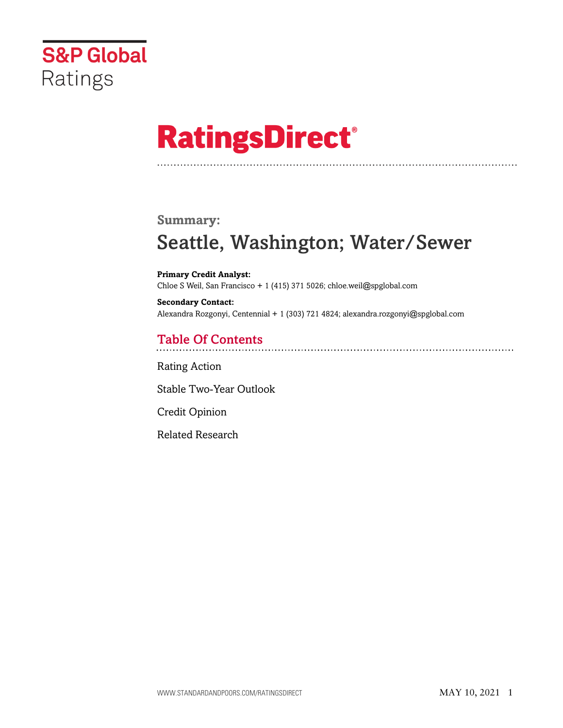S&P Global Ratings

# RatingsDirect®

## Summary:

# Seattle, Washington; Water/Sewer

**Primary Credit Analyst:**
Chloe S Weil, San Francisco + 1 (415) 371 5026; chloe.weil@spglobal.com

**Secondary Contact:**
Alexandra Rozgonyi, Centennial + 1 (303) 721 4824; alexandra.rozgonyi@spglobal.com

## Table Of Contents

Rating Action

Stable Two-Year Outlook

Credit Opinion

Related Research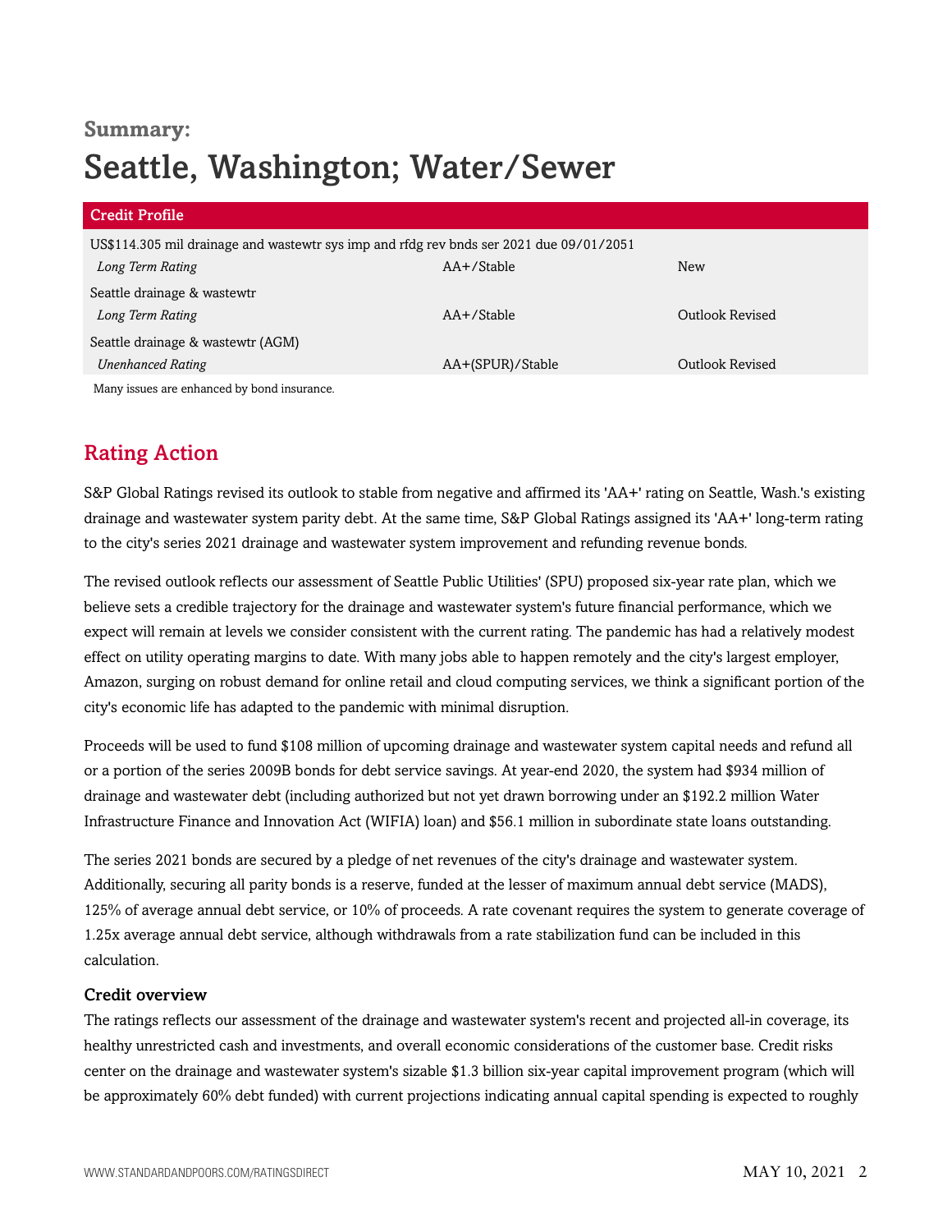**Summary:**

# Seattle, Washington; Water/Sewer

| Credit Profile | | |
|---|---|---|
| US$114.305 mil drainage and wastewtr sys imp and rfdg rev bnds ser 2021 due 09/01/2051 | | |
| *Long Term Rating* | AA+/Stable | New |
| Seattle drainage & wastewtr | | |
| *Long Term Rating* | AA+/Stable | Outlook Revised |
| Seattle drainage & wastewtr (AGM) | | |
| *Unenhanced Rating* | AA+(SPUR)/Stable | Outlook Revised |

Many issues are enhanced by bond insurance.

## Rating Action

S&P Global Ratings revised its outlook to stable from negative and affirmed its 'AA+' rating on Seattle, Wash.'s existing drainage and wastewater system parity debt. At the same time, S&P Global Ratings assigned its 'AA+' long-term rating to the city's series 2021 drainage and wastewater system improvement and refunding revenue bonds.

The revised outlook reflects our assessment of Seattle Public Utilities' (SPU) proposed six-year rate plan, which we believe sets a credible trajectory for the drainage and wastewater system's future financial performance, which we expect will remain at levels we consider consistent with the current rating. The pandemic has had a relatively modest effect on utility operating margins to date. With many jobs able to happen remotely and the city's largest employer, Amazon, surging on robust demand for online retail and cloud computing services, we think a significant portion of the city's economic life has adapted to the pandemic with minimal disruption.

Proceeds will be used to fund $108 million of upcoming drainage and wastewater system capital needs and refund all or a portion of the series 2009B bonds for debt service savings. At year-end 2020, the system had $934 million of drainage and wastewater debt (including authorized but not yet drawn borrowing under an $192.2 million Water Infrastructure Finance and Innovation Act (WIFIA) loan) and $56.1 million in subordinate state loans outstanding.

The series 2021 bonds are secured by a pledge of net revenues of the city's drainage and wastewater system. Additionally, securing all parity bonds is a reserve, funded at the lesser of maximum annual debt service (MADS), 125% of average annual debt service, or 10% of proceeds. A rate covenant requires the system to generate coverage of 1.25x average annual debt service, although withdrawals from a rate stabilization fund can be included in this calculation.

### Credit overview

The ratings reflects our assessment of the drainage and wastewater system's recent and projected all-in coverage, its healthy unrestricted cash and investments, and overall economic considerations of the customer base. Credit risks center on the drainage and wastewater system's sizable $1.3 billion six-year capital improvement program (which will be approximately 60% debt funded) with current projections indicating annual capital spending is expected to roughly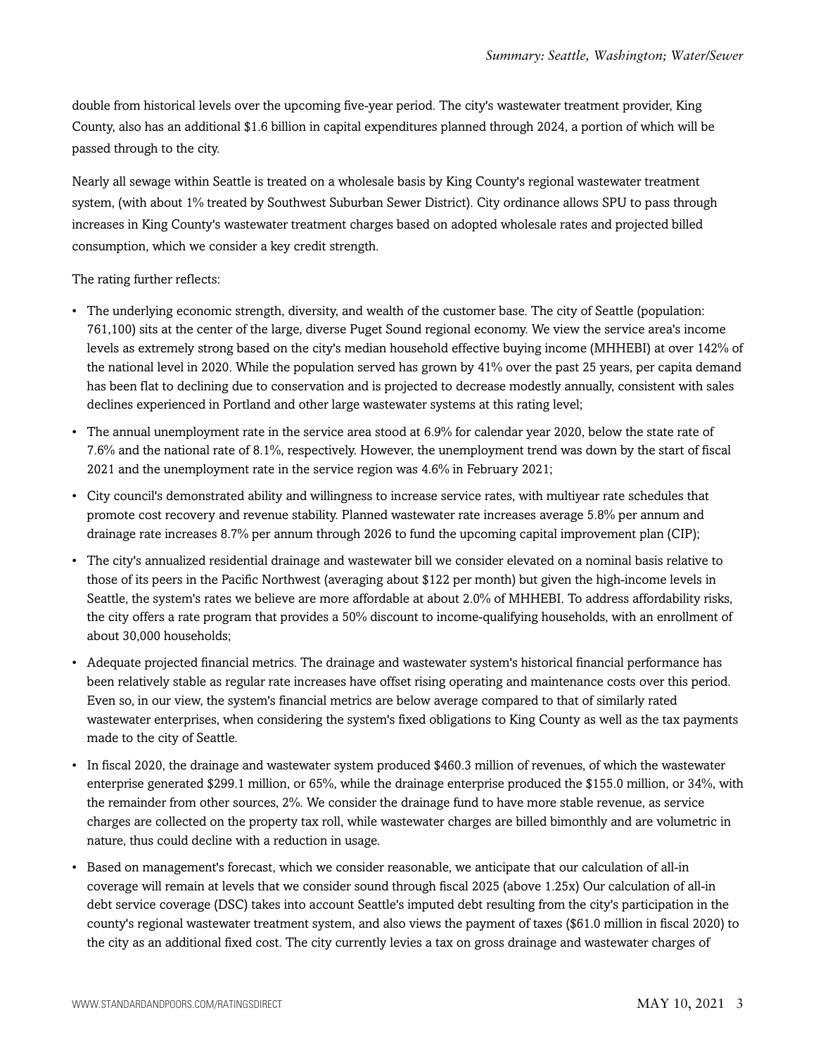double from historical levels over the upcoming five-year period. The city's wastewater treatment provider, King County, also has an additional $1.6 billion in capital expenditures planned through 2024, a portion of which will be passed through to the city.

Nearly all sewage within Seattle is treated on a wholesale basis by King County's regional wastewater treatment system, (with about 1% treated by Southwest Suburban Sewer District). City ordinance allows SPU to pass through increases in King County's wastewater treatment charges based on adopted wholesale rates and projected billed consumption, which we consider a key credit strength.

The rating further reflects:

- The underlying economic strength, diversity, and wealth of the customer base. The city of Seattle (population: 761,100) sits at the center of the large, diverse Puget Sound regional economy. We view the service area's income levels as extremely strong based on the city's median household effective buying income (MHHEBI) at over 142% of the national level in 2020. While the population served has grown by 41% over the past 25 years, per capita demand has been flat to declining due to conservation and is projected to decrease modestly annually, consistent with sales declines experienced in Portland and other large wastewater systems at this rating level;
- The annual unemployment rate in the service area stood at 6.9% for calendar year 2020, below the state rate of 7.6% and the national rate of 8.1%, respectively. However, the unemployment trend was down by the start of fiscal 2021 and the unemployment rate in the service region was 4.6% in February 2021;
- City council's demonstrated ability and willingness to increase service rates, with multiyear rate schedules that promote cost recovery and revenue stability. Planned wastewater rate increases average 5.8% per annum and drainage rate increases 8.7% per annum through 2026 to fund the upcoming capital improvement plan (CIP);
- The city's annualized residential drainage and wastewater bill we consider elevated on a nominal basis relative to those of its peers in the Pacific Northwest (averaging about $122 per month) but given the high-income levels in Seattle, the system's rates we believe are more affordable at about 2.0% of MHHEBI. To address affordability risks, the city offers a rate program that provides a 50% discount to income-qualifying households, with an enrollment of about 30,000 households;
- Adequate projected financial metrics. The drainage and wastewater system's historical financial performance has been relatively stable as regular rate increases have offset rising operating and maintenance costs over this period. Even so, in our view, the system's financial metrics are below average compared to that of similarly rated wastewater enterprises, when considering the system's fixed obligations to King County as well as the tax payments made to the city of Seattle.
- In fiscal 2020, the drainage and wastewater system produced $460.3 million of revenues, of which the wastewater enterprise generated $299.1 million, or 65%, while the drainage enterprise produced the $155.0 million, or 34%, with the remainder from other sources, 2%. We consider the drainage fund to have more stable revenue, as service charges are collected on the property tax roll, while wastewater charges are billed bimonthly and are volumetric in nature, thus could decline with a reduction in usage.
- Based on management's forecast, which we consider reasonable, we anticipate that our calculation of all-in coverage will remain at levels that we consider sound through fiscal 2025 (above 1.25x) Our calculation of all-in debt service coverage (DSC) takes into account Seattle's imputed debt resulting from the city's participation in the county's regional wastewater treatment system, and also views the payment of taxes ($61.0 million in fiscal 2020) to the city as an additional fixed cost. The city currently levies a tax on gross drainage and wastewater charges of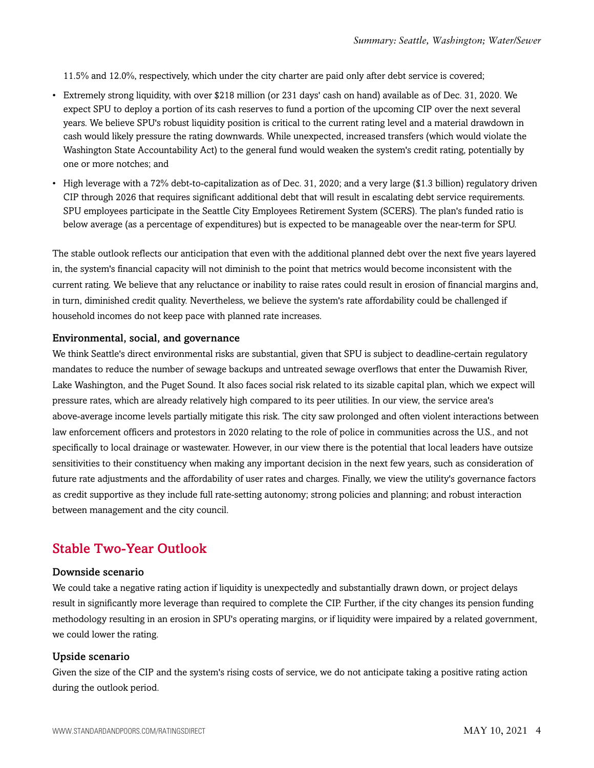11.5% and 12.0%, respectively, which under the city charter are paid only after debt service is covered;

- Extremely strong liquidity, with over $218 million (or 231 days' cash on hand) available as of Dec. 31, 2020. We expect SPU to deploy a portion of its cash reserves to fund a portion of the upcoming CIP over the next several years. We believe SPU's robust liquidity position is critical to the current rating level and a material drawdown in cash would likely pressure the rating downwards. While unexpected, increased transfers (which would violate the Washington State Accountability Act) to the general fund would weaken the system's credit rating, potentially by one or more notches; and
- High leverage with a 72% debt-to-capitalization as of Dec. 31, 2020; and a very large ($1.3 billion) regulatory driven CIP through 2026 that requires significant additional debt that will result in escalating debt service requirements. SPU employees participate in the Seattle City Employees Retirement System (SCERS). The plan's funded ratio is below average (as a percentage of expenditures) but is expected to be manageable over the near-term for SPU.

The stable outlook reflects our anticipation that even with the additional planned debt over the next five years layered in, the system's financial capacity will not diminish to the point that metrics would become inconsistent with the current rating. We believe that any reluctance or inability to raise rates could result in erosion of financial margins and, in turn, diminished credit quality. Nevertheless, we believe the system's rate affordability could be challenged if household incomes do not keep pace with planned rate increases.

### Environmental, social, and governance

We think Seattle's direct environmental risks are substantial, given that SPU is subject to deadline-certain regulatory mandates to reduce the number of sewage backups and untreated sewage overflows that enter the Duwamish River, Lake Washington, and the Puget Sound. It also faces social risk related to its sizable capital plan, which we expect will pressure rates, which are already relatively high compared to its peer utilities. In our view, the service area's above-average income levels partially mitigate this risk. The city saw prolonged and often violent interactions between law enforcement officers and protestors in 2020 relating to the role of police in communities across the U.S., and not specifically to local drainage or wastewater. However, in our view there is the potential that local leaders have outsize sensitivities to their constituency when making any important decision in the next few years, such as consideration of future rate adjustments and the affordability of user rates and charges. Finally, we view the utility's governance factors as credit supportive as they include full rate-setting autonomy; strong policies and planning; and robust interaction between management and the city council.

## Stable Two-Year Outlook

### Downside scenario

We could take a negative rating action if liquidity is unexpectedly and substantially drawn down, or project delays result in significantly more leverage than required to complete the CIP. Further, if the city changes its pension funding methodology resulting in an erosion in SPU's operating margins, or if liquidity were impaired by a related government, we could lower the rating.

### Upside scenario

Given the size of the CIP and the system's rising costs of service, we do not anticipate taking a positive rating action during the outlook period.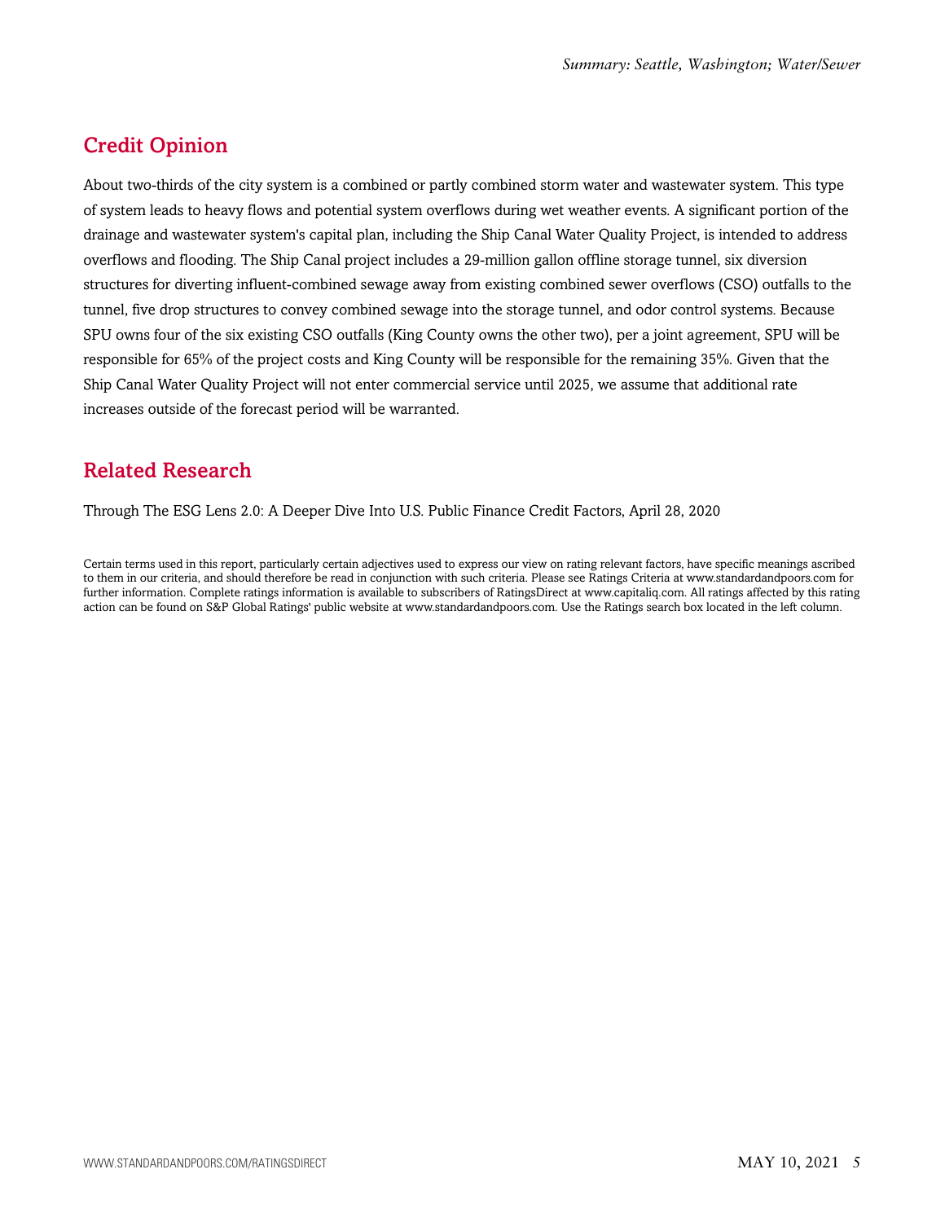## Credit Opinion

About two-thirds of the city system is a combined or partly combined storm water and wastewater system. This type of system leads to heavy flows and potential system overflows during wet weather events. A significant portion of the drainage and wastewater system's capital plan, including the Ship Canal Water Quality Project, is intended to address overflows and flooding. The Ship Canal project includes a 29-million gallon offline storage tunnel, six diversion structures for diverting influent-combined sewage away from existing combined sewer overflows (CSO) outfalls to the tunnel, five drop structures to convey combined sewage into the storage tunnel, and odor control systems. Because SPU owns four of the six existing CSO outfalls (King County owns the other two), per a joint agreement, SPU will be responsible for 65% of the project costs and King County will be responsible for the remaining 35%. Given that the Ship Canal Water Quality Project will not enter commercial service until 2025, we assume that additional rate increases outside of the forecast period will be warranted.

## Related Research

Through The ESG Lens 2.0: A Deeper Dive Into U.S. Public Finance Credit Factors, April 28, 2020

Certain terms used in this report, particularly certain adjectives used to express our view on rating relevant factors, have specific meanings ascribed to them in our criteria, and should therefore be read in conjunction with such criteria. Please see Ratings Criteria at www.standardandpoors.com for further information. Complete ratings information is available to subscribers of RatingsDirect at www.capitaliq.com. All ratings affected by this rating action can be found on S&P Global Ratings' public website at www.standardandpoors.com. Use the Ratings search box located in the left column.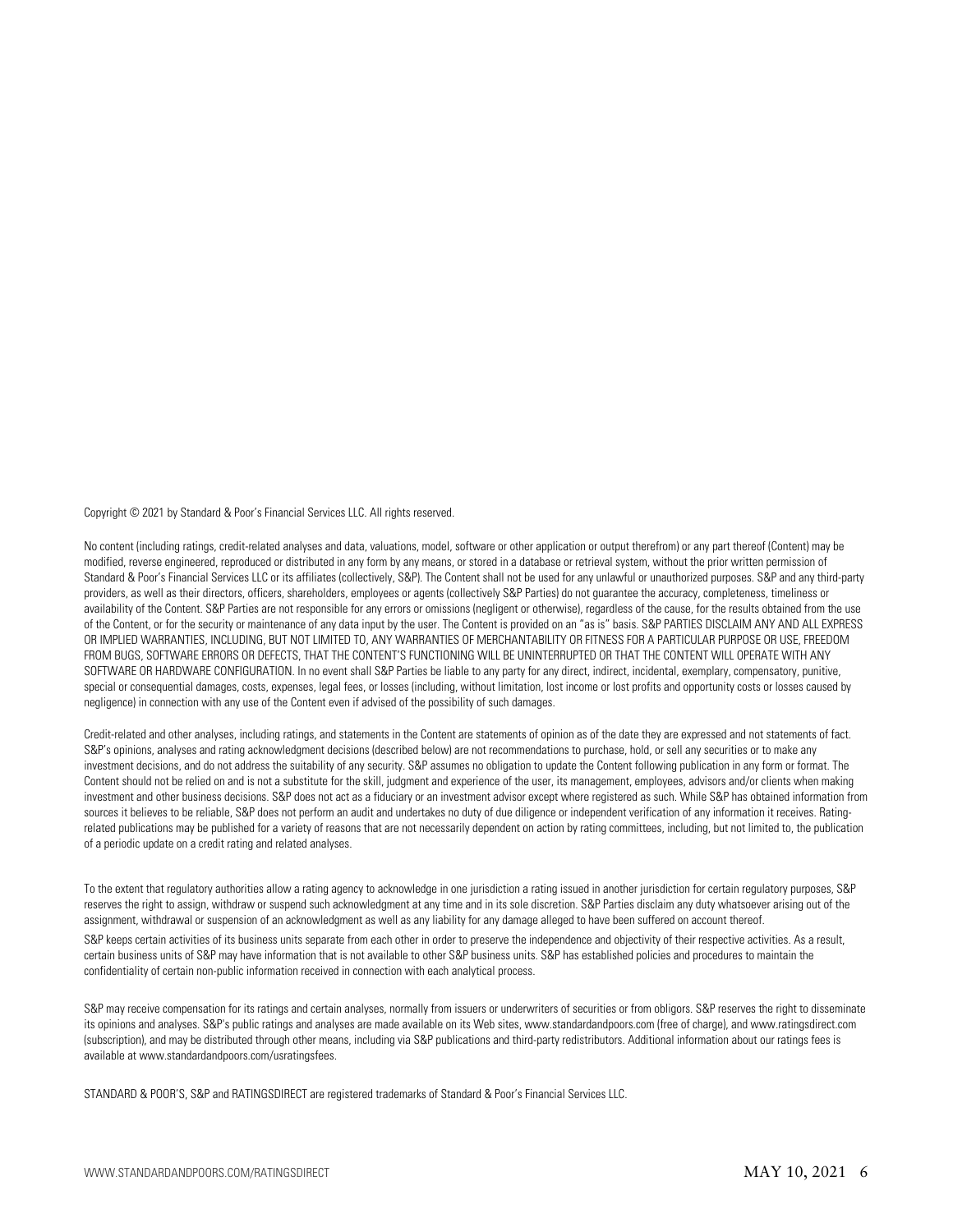Copyright © 2021 by Standard & Poor's Financial Services LLC. All rights reserved.

No content (including ratings, credit-related analyses and data, valuations, model, software or other application or output therefrom) or any part thereof (Content) may be modified, reverse engineered, reproduced or distributed in any form by any means, or stored in a database or retrieval system, without the prior written permission of Standard & Poor's Financial Services LLC or its affiliates (collectively, S&P). The Content shall not be used for any unlawful or unauthorized purposes. S&P and any third-party providers, as well as their directors, officers, shareholders, employees or agents (collectively S&P Parties) do not guarantee the accuracy, completeness, timeliness or availability of the Content. S&P Parties are not responsible for any errors or omissions (negligent or otherwise), regardless of the cause, for the results obtained from the use of the Content, or for the security or maintenance of any data input by the user. The Content is provided on an "as is" basis. S&P PARTIES DISCLAIM ANY AND ALL EXPRESS OR IMPLIED WARRANTIES, INCLUDING, BUT NOT LIMITED TO, ANY WARRANTIES OF MERCHANTABILITY OR FITNESS FOR A PARTICULAR PURPOSE OR USE, FREEDOM FROM BUGS, SOFTWARE ERRORS OR DEFECTS, THAT THE CONTENT'S FUNCTIONING WILL BE UNINTERRUPTED OR THAT THE CONTENT WILL OPERATE WITH ANY SOFTWARE OR HARDWARE CONFIGURATION. In no event shall S&P Parties be liable to any party for any direct, indirect, incidental, exemplary, compensatory, punitive, special or consequential damages, costs, expenses, legal fees, or losses (including, without limitation, lost income or lost profits and opportunity costs or losses caused by negligence) in connection with any use of the Content even if advised of the possibility of such damages.

Credit-related and other analyses, including ratings, and statements in the Content are statements of opinion as of the date they are expressed and not statements of fact. S&P's opinions, analyses and rating acknowledgment decisions (described below) are not recommendations to purchase, hold, or sell any securities or to make any investment decisions, and do not address the suitability of any security. S&P assumes no obligation to update the Content following publication in any form or format. The Content should not be relied on and is not a substitute for the skill, judgment and experience of the user, its management, employees, advisors and/or clients when making investment and other business decisions. S&P does not act as a fiduciary or an investment advisor except where registered as such. While S&P has obtained information from sources it believes to be reliable, S&P does not perform an audit and undertakes no duty of due diligence or independent verification of any information it receives. Rating-related publications may be published for a variety of reasons that are not necessarily dependent on action by rating committees, including, but not limited to, the publication of a periodic update on a credit rating and related analyses.

To the extent that regulatory authorities allow a rating agency to acknowledge in one jurisdiction a rating issued in another jurisdiction for certain regulatory purposes, S&P reserves the right to assign, withdraw or suspend such acknowledgment at any time and in its sole discretion. S&P Parties disclaim any duty whatsoever arising out of the assignment, withdrawal or suspension of an acknowledgment as well as any liability for any damage alleged to have been suffered on account thereof.

S&P keeps certain activities of its business units separate from each other in order to preserve the independence and objectivity of their respective activities. As a result, certain business units of S&P may have information that is not available to other S&P business units. S&P has established policies and procedures to maintain the confidentiality of certain non-public information received in connection with each analytical process.

S&P may receive compensation for its ratings and certain analyses, normally from issuers or underwriters of securities or from obligors. S&P reserves the right to disseminate its opinions and analyses. S&P's public ratings and analyses are made available on its Web sites, www.standardandpoors.com (free of charge), and www.ratingsdirect.com (subscription), and may be distributed through other means, including via S&P publications and third-party redistributors. Additional information about our ratings fees is available at www.standardandpoors.com/usratingsfees.

STANDARD & POOR'S, S&P and RATINGSDIRECT are registered trademarks of Standard & Poor's Financial Services LLC.